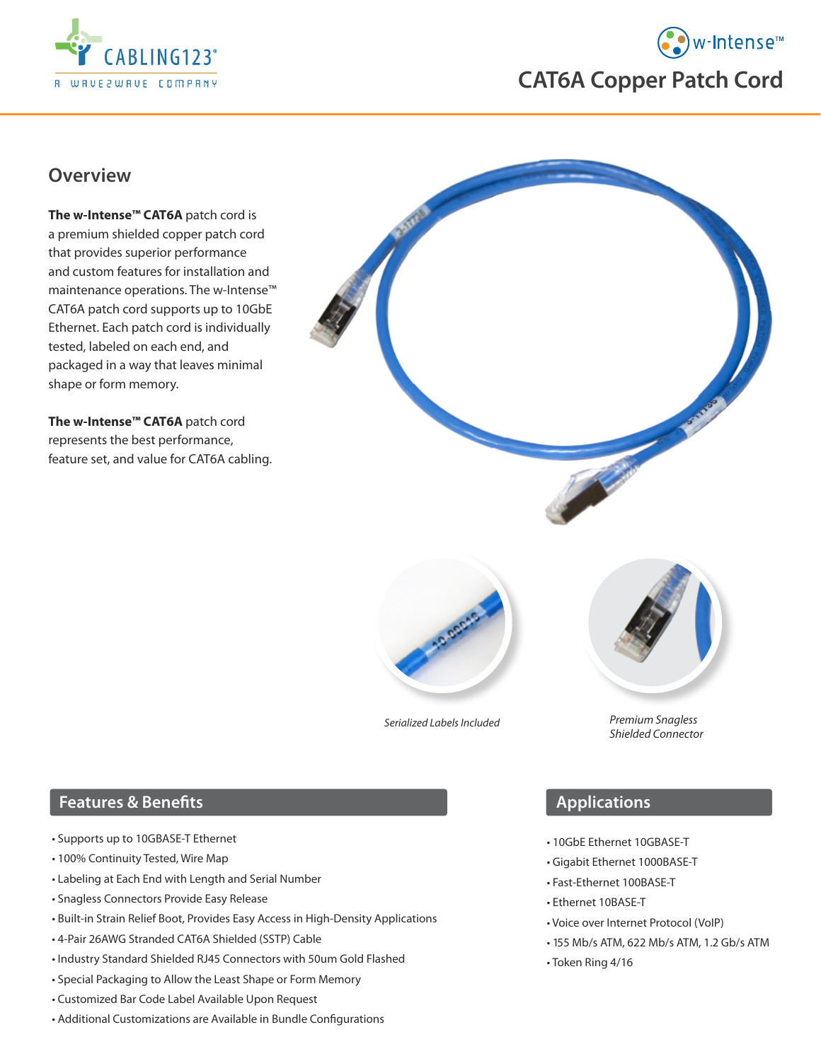CABLING123®
A WAVE2WAVE COMPANY

w-Intense™

# CAT6A Copper Patch Cord

## Overview

**The w-Intense™ CAT6A** patch cord is a premium shielded copper patch cord that provides superior performance and custom features for installation and maintenance operations. The w-Intense™ CAT6A patch cord supports up to 10GbE Ethernet. Each patch cord is individually tested, labeled on each end, and packaged in a way that leaves minimal shape or form memory.

**The w-Intense™ CAT6A** patch cord represents the best performance, feature set, and value for CAT6A cabling.

*Serialized Labels Included*

*Premium Snagless Shielded Connector*

## Features & Benefits

- Supports up to 10GBASE-T Ethernet
- 100% Continuity Tested, Wire Map
- Labeling at Each End with Length and Serial Number
- Snagless Connectors Provide Easy Release
- Built-in Strain Relief Boot, Provides Easy Access in High-Density Applications
- 4-Pair 26AWG Stranded CAT6A Shielded (SSTP) Cable
- Industry Standard Shielded RJ45 Connectors with 50um Gold Flashed
- Special Packaging to Allow the Least Shape or Form Memory
- Customized Bar Code Label Available Upon Request
- Additional Customizations are Available in Bundle Configurations

## Applications

- 10GbE Ethernet 10GBASE-T
- Gigabit Ethernet 1000BASE-T
- Fast-Ethernet 100BASE-T
- Ethernet 10BASE-T
- Voice over Internet Protocol (VoIP)
- 155 Mb/s ATM, 622 Mb/s ATM, 1.2 Gb/s ATM
- Token Ring 4/16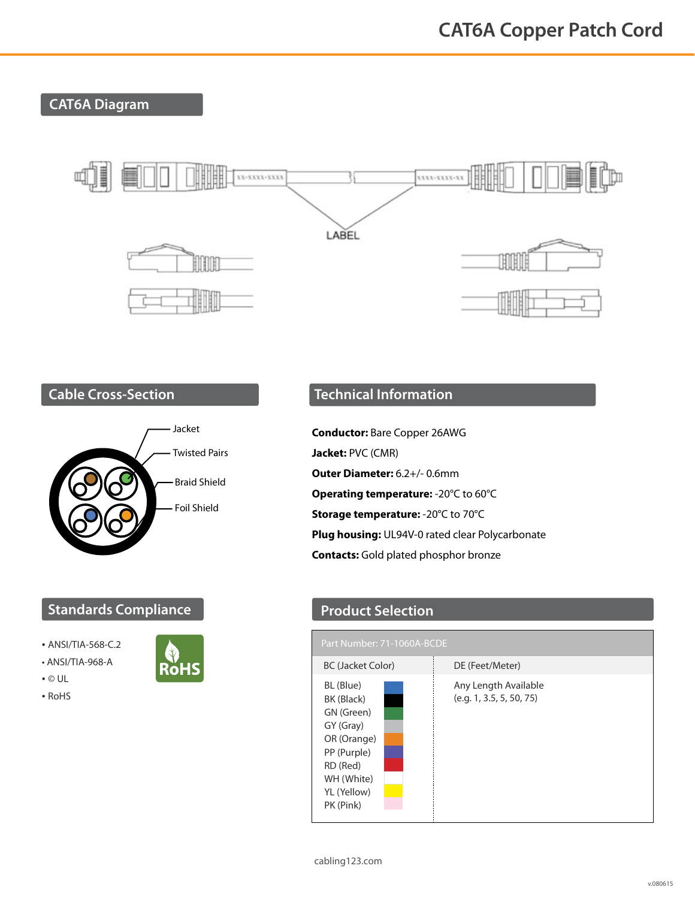# CAT6A Copper Patch Cord

## CAT6A Diagram

XX-XXXX-XXXX

XXXX-XXXX-XX

LABEL

## Cable Cross-Section

Jacket

Twisted Pairs

Braid Shield

Foil Shield

## Technical Information

**Conductor:** Bare Copper 26AWG

**Jacket:** PVC (CMR)

**Outer Diameter:** 6.2+/- 0.6mm

**Operating temperature:** -20°C to 60°C

**Storage temperature:** -20°C to 70°C

**Plug housing:** UL94V-0 rated clear Polycarbonate

**Contacts:** Gold plated phosphor bronze

## Standards Compliance

- ANSI/TIA-568-C.2
- ANSI/TIA-968-A
- © UL
- RoHS

RoHS

## Product Selection

| Part Number: 71-1060A-BCDE | |
|---|---|
| BC (Jacket Color) | DE (Feet/Meter) |
| BL (Blue)<br>BK (Black)<br>GN (Green)<br>GY (Gray)<br>OR (Orange)<br>PP (Purple)<br>RD (Red)<br>WH (White)<br>YL (Yellow)<br>PK (Pink) | Any Length Available<br>(e.g. 1, 3.5, 5, 50, 75) |

cabling123.com

v.080615